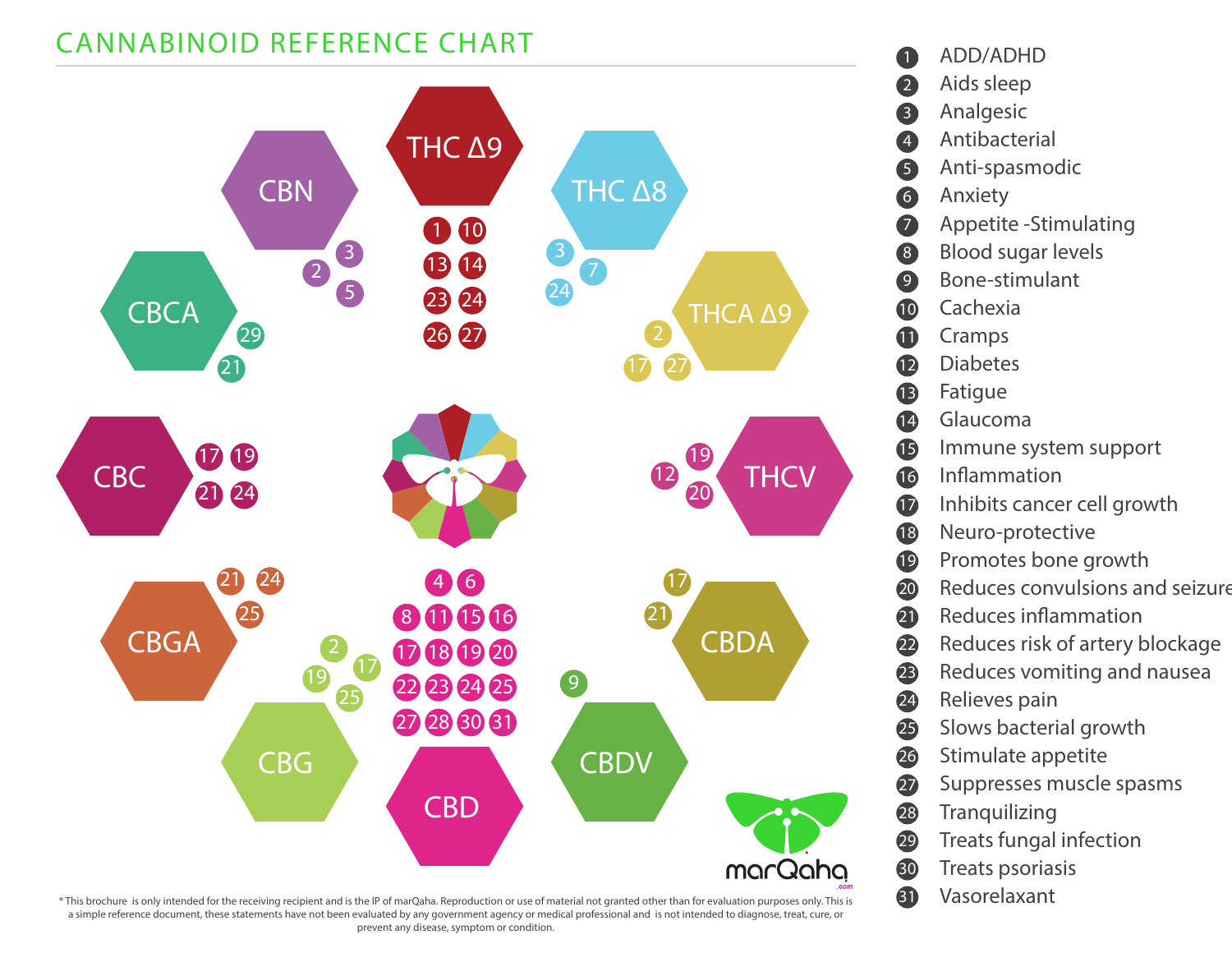# CANNABINOID REFERENCE CHART

| Cannabinoid | Properties |
| --- | --- |
| THC Δ9 | 1, 10, 13, 14, 23, 24, 26, 27 |
| THC Δ8 | 3, 7, 24 |
| THCA Δ9 | 2, 17, 27 |
| THCV | 12, 19, 20 |
| CBDA | 17, 21 |
| CBDV | 9 |
| CBD | 4, 6, 8, 11, 15, 16, 17, 18, 19, 20, 22, 23, 24, 25, 27, 28, 30, 31 |
| CBG | 2, 17, 19, 25 |
| CBGA | 21, 24, 25 |
| CBC | 17, 19, 21, 24 |
| CBCA | 29, 21 |
| CBN | 3, 2, 5 |

1. ADD/ADHD
2. Aids sleep
3. Analgesic
4. Antibacterial
5. Anti-spasmodic
6. Anxiety
7. Appetite -Stimulating
8. Blood sugar levels
9. Bone-stimulant
10. Cachexia
11. Cramps
12. Diabetes
13. Fatigue
14. Glaucoma
15. Immune system support
16. Inflammation
17. Inhibits cancer cell growth
18. Neuro-protective
19. Promotes bone growth
20. Reduces convulsions and seizure
21. Reduces inflammation
22. Reduces risk of artery blockage
23. Reduces vomiting and nausea
24. Relieves pain
25. Slows bacterial growth
26. Stimulate appetite
27. Suppresses muscle spasms
28. Tranquilizing
29. Treats fungal infection
30. Treats psoriasis
31. Vasorelaxant

marQaha.com

* This brochure is only intended for the receiving recipient and is the IP of marQaha. Reproduction or use of material not granted other than for evaluation purposes only. This is a simple reference document, these statements have not been evaluated by any government agency or medical professional and is not intended to diagnose, treat, cure, or prevent any disease, symptom or condition.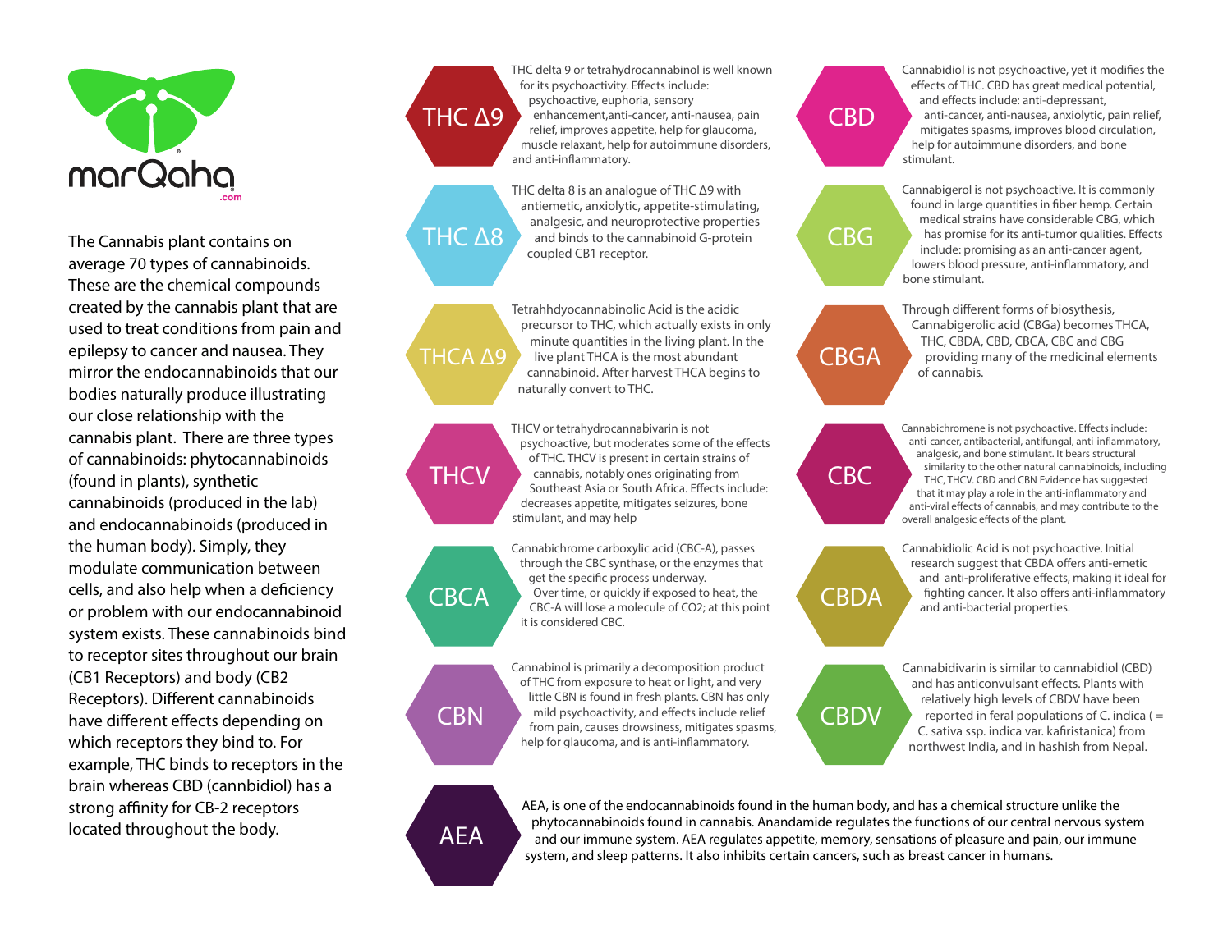marQaha.com

The Cannabis plant contains on average 70 types of cannabinoids. These are the chemical compounds created by the cannabis plant that are used to treat conditions from pain and epilepsy to cancer and nausea. They mirror the endocannabinoids that our bodies naturally produce illustrating our close relationship with the cannabis plant. There are three types of cannabinoids: phytocannabinoids (found in plants), synthetic cannabinoids (produced in the lab) and endocannabinoids (produced in the human body). Simply, they modulate communication between cells, and also help when a deficiency or problem with our endocannabinoid system exists. These cannabinoids bind to receptor sites throughout our brain (CB1 Receptors) and body (CB2 Receptors). Different cannabinoids have different effects depending on which receptors they bind to. For example, THC binds to receptors in the brain whereas CBD (cannbidiol) has a strong affinity for CB-2 receptors located throughout the body.

## THC Δ9

THC delta 9 or tetrahydrocannabinol is well known for its psychoactivity. Effects include: psychoactive, euphoria, sensory enhancement,anti-cancer, anti-nausea, pain relief, improves appetite, help for glaucoma, muscle relaxant, help for autoimmune disorders, and anti-inflammatory.

## THC Δ8

THC delta 8 is an analogue of THC Δ9 with antiemetic, anxiolytic, appetite-stimulating, analgesic, and neuroprotective properties and binds to the cannabinoid G-protein coupled CB1 receptor.

## THCA Δ9

Tetrahhdyocannabinolic Acid is the acidic precursor to THC, which actually exists in only minute quantities in the living plant. In the live plant THCA is the most abundant cannabinoid. After harvest THCA begins to naturally convert to THC.

## THCV

THCV or tetrahydrocannabivarin is not psychoactive, but moderates some of the effects of THC. THCV is present in certain strains of cannabis, notably ones originating from Southeast Asia or South Africa. Effects include: decreases appetite, mitigates seizures, bone stimulant, and may help

## CBCA

Cannabichrome carboxylic acid (CBC-A), passes through the CBC synthase, or the enzymes that get the specific process underway. Over time, or quickly if exposed to heat, the CBC-A will lose a molecule of $CO_2$; at this point it is considered CBC.

## CBN

Cannabinol is primarily a decomposition product of THC from exposure to heat or light, and very little CBN is found in fresh plants. CBN has only mild psychoactivity, and effects include relief from pain, causes drowsiness, mitigates spasms, help for glaucoma, and is anti-inflammatory.

## CBD

Cannabidiol is not psychoactive, yet it modifies the effects of THC. CBD has great medical potential, and effects include: anti-depressant, anti-cancer, anti-nausea, anxiolytic, pain relief, mitigates spasms, improves blood circulation, help for autoimmune disorders, and bone stimulant.

## CBG

Cannabigerol is not psychoactive. It is commonly found in large quantities in fiber hemp. Certain medical strains have considerable CBG, which has promise for its anti-tumor qualities. Effects include: promising as an anti-cancer agent, lowers blood pressure, anti-inflammatory, and bone stimulant.

## CBGA

Through different forms of biosynthesis, Cannabigerolic acid (CBGa) becomes THCA, THC, CBDA, CBD, CBCA, CBC and CBG providing many of the medicinal elements of cannabis.

## CBC

Cannabichromene is not psychoactive. Effects include: anti-cancer, antibacterial, antifungal, anti-inflammatory, analgesic, and bone stimulant. It bears structural similarity to the other natural cannabinoids, including THC, THCV. CBD and CBN Evidence has suggested that it may play a role in the anti-inflammatory and anti-viral effects of cannabis, and may contribute to the overall analgesic effects of the plant.

## CBDA

Cannabidiolic Acid is not psychoactive. Initial research suggest that CBDA offers anti-emetic and anti-proliferative effects, making it ideal for fighting cancer. It also offers anti-inflammatory and anti-bacterial properties.

## CBDV

Cannabidivarin is similar to cannabidiol (CBD) and has anticonvulsant effects. Plants with relatively high levels of CBDV have been reported in feral populations of C. indica ( = C. sativa ssp. indica var. kafiristanica) from northwest India, and in hashish from Nepal.

## AEA

AEA, is one of the endocannabinoids found in the human body, and has a chemical structure unlike the phytocannabinoids found in cannabis. Anandamide regulates the functions of our central nervous system and our immune system. AEA regulates appetite, memory, sensations of pleasure and pain, our immune system, and sleep patterns. It also inhibits certain cancers, such as breast cancer in humans.